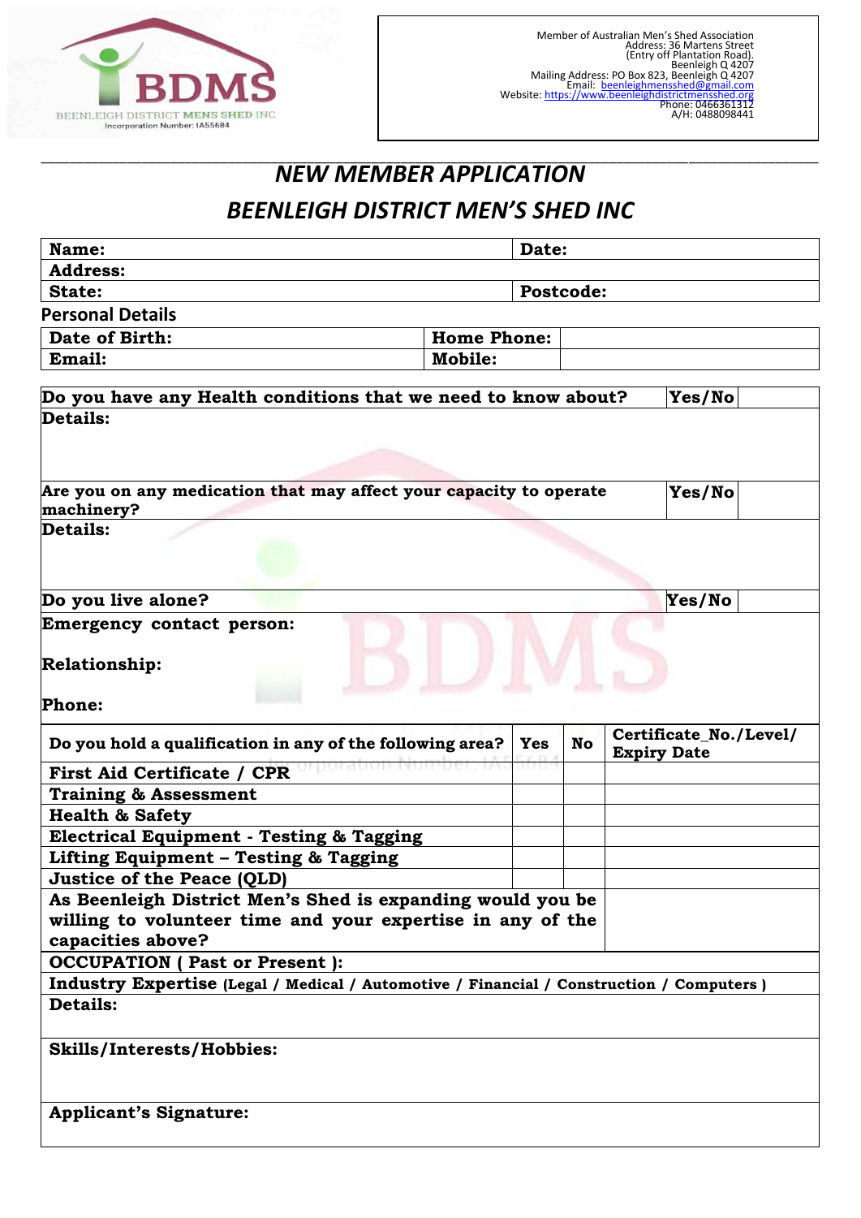BEENLEIGH DISTRICT MENS SHED INC
Incorporation Number: IA55684

Member of Australian Men's Shed Association
Address: 36 Martens Street
(Entry off Plantation Road).
Beenleigh Q 4207
Mailing Address: PO Box 823, Beenleigh Q 4207
Email: beenleighmensshed@gmail.com
Website: https://www.beenleighdistrictmensshed.org
Phone: 0466361312
A/H: 0488098441

# *NEW MEMBER APPLICATION*

# *BEENLEIGH DISTRICT MEN'S SHED INC*

| **Name:** | **Date:** |
|---|---|
| **Address:** | |
| **State:** | **Postcode:** |

## Personal Details

| **Date of Birth:** | **Home Phone:** | |
|---|---|---|
| **Email:** | **Mobile:** | |

| **Do you have any Health conditions that we need to know about?** | **Yes/No** | |
|---|---|---|
| **Details:** | | |
| **Are you on any medication that may affect your capacity to operate machinery?** | **Yes/No** | |
| **Details:** | | |
| **Do you live alone?** | **Yes/No** | |
| **Emergency contact person:**<br><br>**Relationship:**<br><br>**Phone:** | | |

| **Do you hold a qualification in any of the following area?** | **Yes** | **No** | **Certificate_No./Level/ Expiry Date** |
|---|---|---|---|
| **First Aid Certificate / CPR** | | | |
| **Training & Assessment** | | | |
| **Health & Safety** | | | |
| **Electrical Equipment - Testing & Tagging** | | | |
| **Lifting Equipment – Testing & Tagging** | | | |
| **Justice of the Peace (QLD)** | | | |
| **As Beenleigh District Men's Shed is expanding would you be willing to volunteer time and your expertise in any of the capacities above?** | | | |

| |
|---|
| **OCCUPATION ( Past or Present ):** |
| **Industry Expertise (Legal / Medical / Automotive / Financial / Construction / Computers )** |
| **Details:** |
| **Skills/Interests/Hobbies:** |
| **Applicant's Signature:** |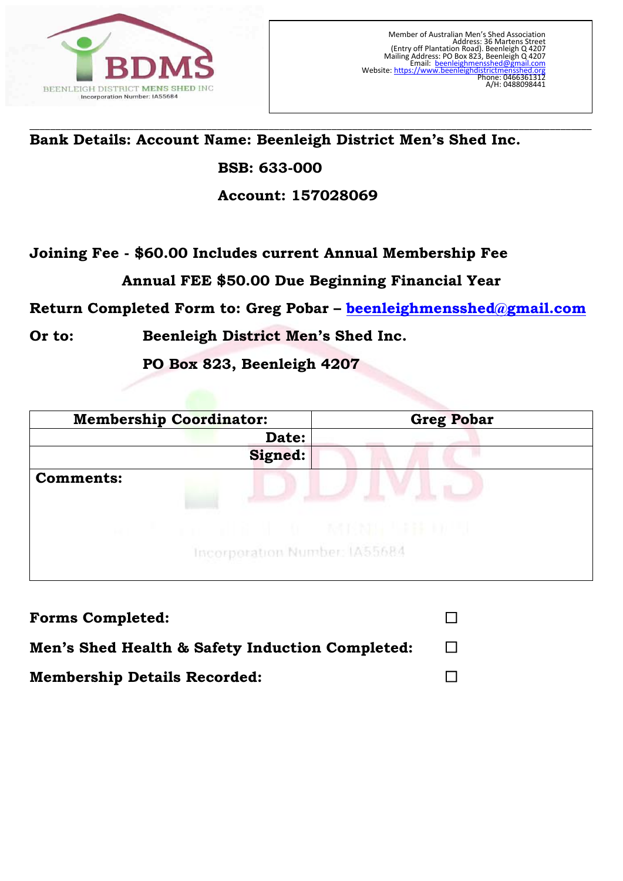BEENLEIGH DISTRICT MENS SHED INC
Incorporation Number: IA55684

Member of Australian Men's Shed Association
Address: 36 Martens Street
(Entry off Plantation Road). Beenleigh Q 4207
Mailing Address: PO Box 823, Beenleigh Q 4207
Email: beenleighmensshed@gmail.com
Website: https://www.beenleighdistrictmensshed.org
Phone: 0466361312
A/H: 0488098441

---

**Bank Details: Account Name: Beenleigh District Men's Shed Inc.**

**BSB: 633-000**

**Account: 157028069**

**Joining Fee - $60.00 Includes current Annual Membership Fee**

**Annual FEE $50.00 Due Beginning Financial Year**

**Return Completed Form to: Greg Pobar – beenleighmensshed@gmail.com**

**Or to: Beenleigh District Men's Shed Inc.**

**PO Box 823, Beenleigh 4207**

| | |
|---|---|
| **Membership Coordinator:** | **Greg Pobar** |
| **Date:** | |
| **Signed:** | |
| **Comments:** | |

**Forms Completed:** ☐

**Men's Shed Health & Safety Induction Completed:** ☐

**Membership Details Recorded:** ☐